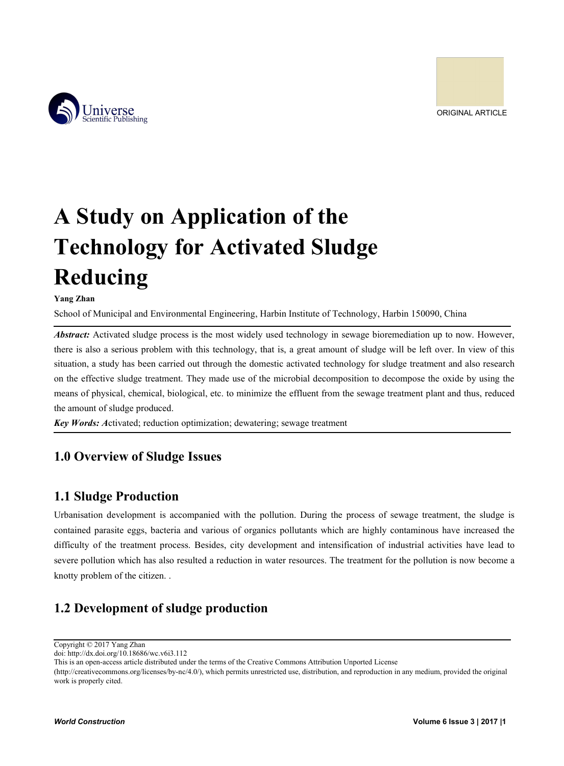ORIGINAL ARTICLE

# A Study on Application of the Technology for Activated Sludge Reducing

**Yang Zhan**

School of Municipal and Environmental Engineering, Harbin Institute of Technology, Harbin 150090, China

***Abstract:*** Activated sludge process is the most widely used technology in sewage bioremediation up to now. However, there is also a serious problem with this technology, that is, a great amount of sludge will be left over. In view of this situation, a study has been carried out through the domestic activated technology for sludge treatment and also research on the effective sludge treatment. They made use of the microbial decomposition to decompose the oxide by using the means of physical, chemical, biological, etc. to minimize the effluent from the sewage treatment plant and thus, reduced the amount of sludge produced.

***Key Words: A***ctivated; reduction optimization; dewatering; sewage treatment

## 1.0 Overview of Sludge Issues

## 1.1 Sludge Production

Urbanisation development is accompanied with the pollution. During the process of sewage treatment, the sludge is contained parasite eggs, bacteria and various of organics pollutants which are highly contaminous have increased the difficulty of the treatment process. Besides, city development and intensification of industrial activities have lead to severe pollution which has also resulted a reduction in water resources. The treatment for the pollution is now become a knotty problem of the citizen. .

## 1.2 Development of sludge production

Copyright © 2017 Yang Zhan
doi: http://dx.doi.org/10.18686/wc.v6i3.112
This is an open-access article distributed under the terms of the Creative Commons Attribution Unported License (http://creativecommons.org/licenses/by-nc/4.0/), which permits unrestricted use, distribution, and reproduction in any medium, provided the original work is properly cited.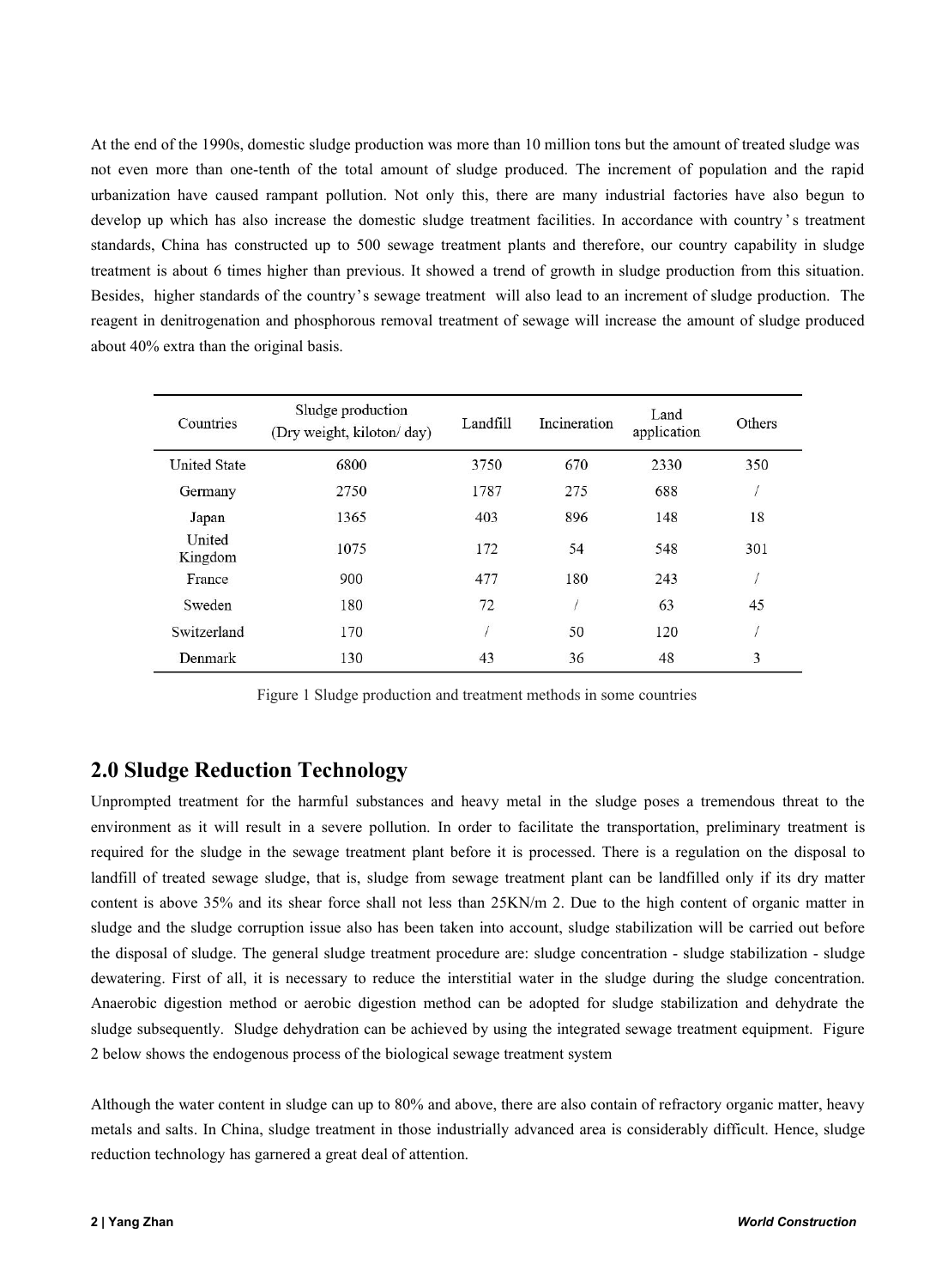At the end of the 1990s, domestic sludge production was more than 10 million tons but the amount of treated sludge was not even more than one-tenth of the total amount of sludge produced. The increment of population and the rapid urbanization have caused rampant pollution. Not only this, there are many industrial factories have also begun to develop up which has also increase the domestic sludge treatment facilities. In accordance with country ' s treatment standards, China has constructed up to 500 sewage treatment plants and therefore, our country capability in sludge treatment is about 6 times higher than previous. It showed a trend of growth in sludge production from this situation. Besides, higher standards of the country's sewage treatment will also lead to an increment of sludge production. The reagent in denitrogenation and phosphorous removal treatment of sewage will increase the amount of sludge produced about 40% extra than the original basis.

| Countries | Sludge production (Dry weight, kiloton/ day) | Landfill | Incineration | Land application | Others |
|---|---|---|---|---|---|
| United State | 6800 | 3750 | 670 | 2330 | 350 |
| Germany | 2750 | 1787 | 275 | 688 | / |
| Japan | 1365 | 403 | 896 | 148 | 18 |
| United Kingdom | 1075 | 172 | 54 | 548 | 301 |
| France | 900 | 477 | 180 | 243 | / |
| Sweden | 180 | 72 | / | 63 | 45 |
| Switzerland | 170 | / | 50 | 120 | / |
| Denmark | 130 | 43 | 36 | 48 | 3 |

Figure 1 Sludge production and treatment methods in some countries

## 2.0 Sludge Reduction Technology

Unprompted treatment for the harmful substances and heavy metal in the sludge poses a tremendous threat to the environment as it will result in a severe pollution. In order to facilitate the transportation, preliminary treatment is required for the sludge in the sewage treatment plant before it is processed. There is a regulation on the disposal to landfill of treated sewage sludge, that is, sludge from sewage treatment plant can be landfilled only if its dry matter content is above 35% and its shear force shall not less than 25KN/m 2. Due to the high content of organic matter in sludge and the sludge corruption issue also has been taken into account, sludge stabilization will be carried out before the disposal of sludge. The general sludge treatment procedure are: sludge concentration - sludge stabilization - sludge dewatering. First of all, it is necessary to reduce the interstitial water in the sludge during the sludge concentration. Anaerobic digestion method or aerobic digestion method can be adopted for sludge stabilization and dehydrate the sludge subsequently. Sludge dehydration can be achieved by using the integrated sewage treatment equipment. Figure 2 below shows the endogenous process of the biological sewage treatment system

Although the water content in sludge can up to 80% and above, there are also contain of refractory organic matter, heavy metals and salts. In China, sludge treatment in those industrially advanced area is considerably difficult. Hence, sludge reduction technology has garnered a great deal of attention.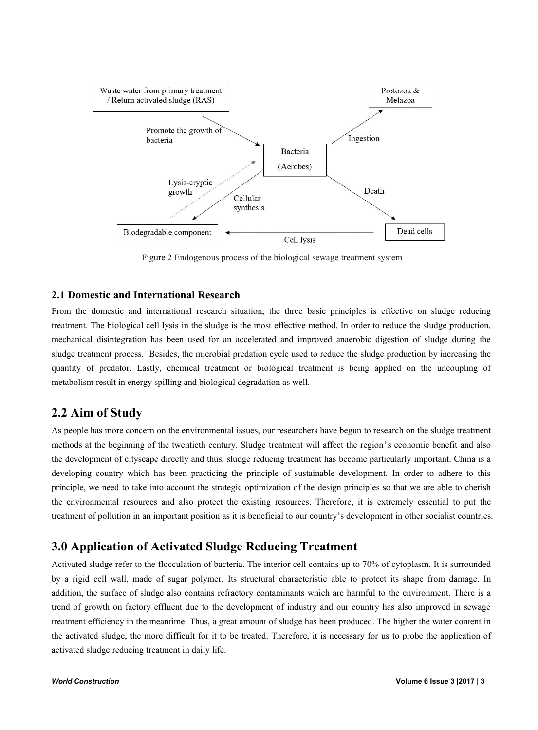Figure 2 Endogenous process of the biological sewage treatment system

## 2.1 Domestic and International Research

From the domestic and international research situation, the three basic principles is effective on sludge reducing treatment. The biological cell lysis in the sludge is the most effective method. In order to reduce the sludge production, mechanical disintegration has been used for an accelerated and improved anaerobic digestion of sludge during the sludge treatment process. Besides, the microbial predation cycle used to reduce the sludge production by increasing the quantity of predator. Lastly, chemical treatment or biological treatment is being applied on the uncoupling of metabolism result in energy spilling and biological degradation as well.

## 2.2 Aim of Study

As people has more concern on the environmental issues, our researchers have begun to research on the sludge treatment methods at the beginning of the twentieth century. Sludge treatment will affect the region's economic benefit and also the development of cityscape directly and thus, sludge reducing treatment has become particularly important. China is a developing country which has been practicing the principle of sustainable development. In order to adhere to this principle, we need to take into account the strategic optimization of the design principles so that we are able to cherish the environmental resources and also protect the existing resources. Therefore, it is extremely essential to put the treatment of pollution in an important position as it is beneficial to our country's development in other socialist countries.

# 3.0 Application of Activated Sludge Reducing Treatment

Activated sludge refer to the flocculation of bacteria. The interior cell contains up to 70% of cytoplasm. It is surrounded by a rigid cell wall, made of sugar polymer. Its structural characteristic able to protect its shape from damage. In addition, the surface of sludge also contains refractory contaminants which are harmful to the environment. There is a trend of growth on factory effluent due to the development of industry and our country has also improved in sewage treatment efficiency in the meantime. Thus, a great amount of sludge has been produced. The higher the water content in the activated sludge, the more difficult for it to be treated. Therefore, it is necessary for us to probe the application of activated sludge reducing treatment in daily life.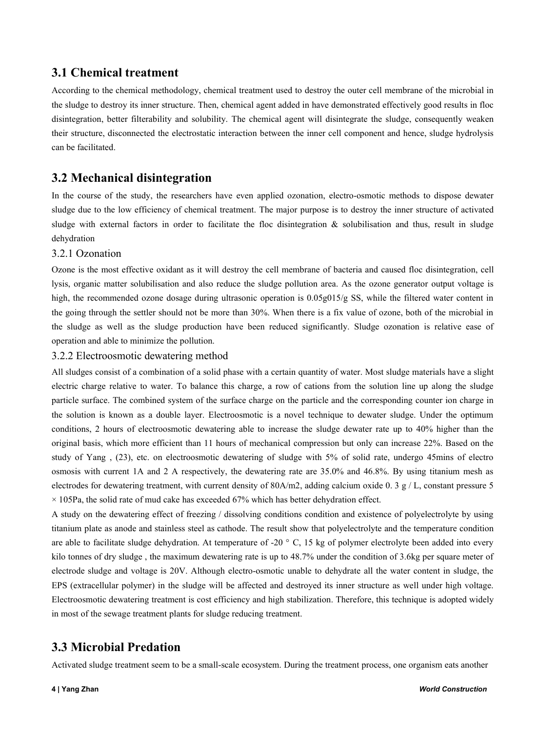## 3.1 Chemical treatment

According to the chemical methodology, chemical treatment used to destroy the outer cell membrane of the microbial in the sludge to destroy its inner structure. Then, chemical agent added in have demonstrated effectively good results in floc disintegration, better filterability and solubility. The chemical agent will disintegrate the sludge, consequently weaken their structure, disconnected the electrostatic interaction between the inner cell component and hence, sludge hydrolysis can be facilitated.

## 3.2 Mechanical disintegration

In the course of the study, the researchers have even applied ozonation, electro-osmotic methods to dispose dewater sludge due to the low efficiency of chemical treatment. The major purpose is to destroy the inner structure of activated sludge with external factors in order to facilitate the floc disintegration & solubilisation and thus, result in sludge dehydration

### 3.2.1 Ozonation

Ozone is the most effective oxidant as it will destroy the cell membrane of bacteria and caused floc disintegration, cell lysis, organic matter solubilisation and also reduce the sludge pollution area. As the ozone generator output voltage is high, the recommended ozone dosage during ultrasonic operation is 0.05g015/g SS, while the filtered water content in the going through the settler should not be more than 30%. When there is a fix value of ozone, both of the microbial in the sludge as well as the sludge production have been reduced significantly. Sludge ozonation is relative ease of operation and able to minimize the pollution.

### 3.2.2 Electroosmotic dewatering method

All sludges consist of a combination of a solid phase with a certain quantity of water. Most sludge materials have a slight electric charge relative to water. To balance this charge, a row of cations from the solution line up along the sludge particle surface. The combined system of the surface charge on the particle and the corresponding counter ion charge in the solution is known as a double layer. Electroosmotic is a novel technique to dewater sludge. Under the optimum conditions, 2 hours of electroosmotic dewatering able to increase the sludge dewater rate up to 40% higher than the original basis, which more efficient than 11 hours of mechanical compression but only can increase 22%. Based on the study of Yang , (23), etc. on electroosmotic dewatering of sludge with 5% of solid rate, undergo 45mins of electro osmosis with current 1A and 2 A respectively, the dewatering rate are 35.0% and 46.8%. By using titanium mesh as electrodes for dewatering treatment, with current density of 80A/m2, adding calcium oxide 0. 3 g / L, constant pressure 5 $\times$ 105Pa, the solid rate of mud cake has exceeded 67% which has better dehydration effect.

A study on the dewatering effect of freezing / dissolving conditions condition and existence of polyelectrolyte by using titanium plate as anode and stainless steel as cathode. The result show that polyelectrolyte and the temperature condition are able to facilitate sludge dehydration. At temperature of -20 ° C, 15 kg of polymer electrolyte been added into every kilo tonnes of dry sludge , the maximum dewatering rate is up to 48.7% under the condition of 3.6kg per square meter of electrode sludge and voltage is 20V. Although electro-osmotic unable to dehydrate all the water content in sludge, the EPS (extracellular polymer) in the sludge will be affected and destroyed its inner structure as well under high voltage. Electroosmotic dewatering treatment is cost efficiency and high stabilization. Therefore, this technique is adopted widely in most of the sewage treatment plants for sludge reducing treatment.

## 3.3 Microbial Predation

Activated sludge treatment seem to be a small-scale ecosystem. During the treatment process, one organism eats another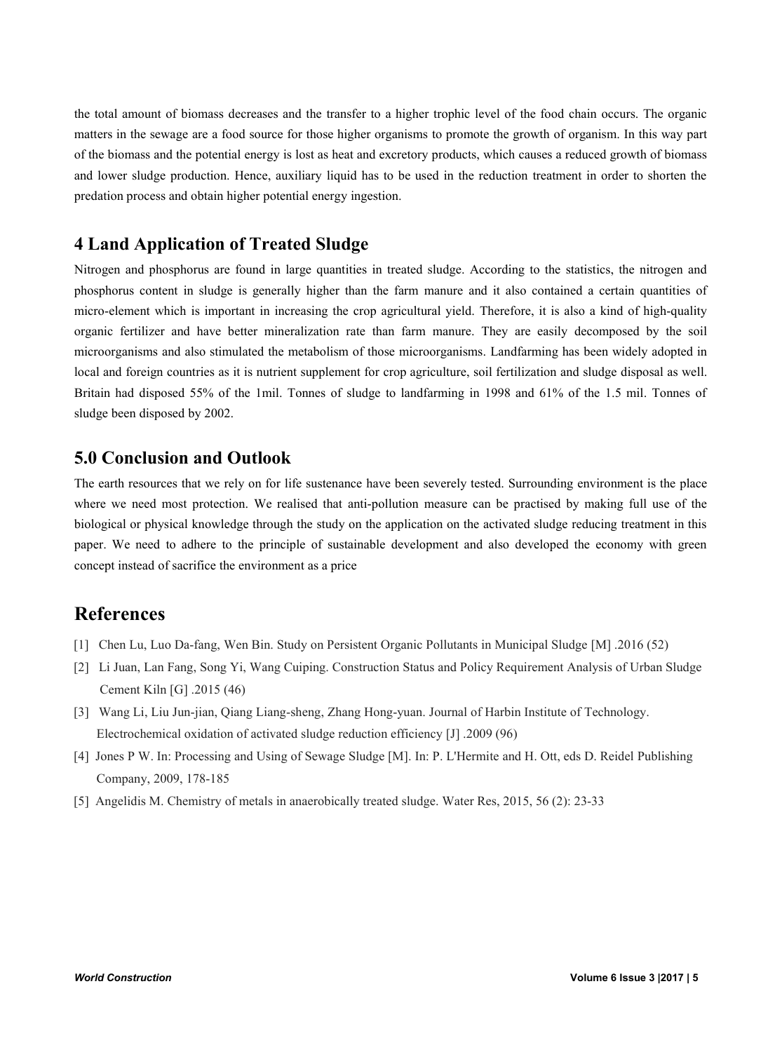the total amount of biomass decreases and the transfer to a higher trophic level of the food chain occurs. The organic matters in the sewage are a food source for those higher organisms to promote the growth of organism. In this way part of the biomass and the potential energy is lost as heat and excretory products, which causes a reduced growth of biomass and lower sludge production. Hence, auxiliary liquid has to be used in the reduction treatment in order to shorten the predation process and obtain higher potential energy ingestion.

## 4 Land Application of Treated Sludge

Nitrogen and phosphorus are found in large quantities in treated sludge. According to the statistics, the nitrogen and phosphorus content in sludge is generally higher than the farm manure and it also contained a certain quantities of micro-element which is important in increasing the crop agricultural yield. Therefore, it is also a kind of high-quality organic fertilizer and have better mineralization rate than farm manure. They are easily decomposed by the soil microorganisms and also stimulated the metabolism of those microorganisms. Landfarming has been widely adopted in local and foreign countries as it is nutrient supplement for crop agriculture, soil fertilization and sludge disposal as well. Britain had disposed 55% of the 1mil. Tonnes of sludge to landfarming in 1998 and 61% of the 1.5 mil. Tonnes of sludge been disposed by 2002.

## 5.0 Conclusion and Outlook

The earth resources that we rely on for life sustenance have been severely tested. Surrounding environment is the place where we need most protection. We realised that anti-pollution measure can be practised by making full use of the biological or physical knowledge through the study on the application on the activated sludge reducing treatment in this paper. We need to adhere to the principle of sustainable development and also developed the economy with green concept instead of sacrifice the environment as a price

## References

[1] Chen Lu, Luo Da-fang, Wen Bin. Study on Persistent Organic Pollutants in Municipal Sludge [M] .2016 (52)

[2] Li Juan, Lan Fang, Song Yi, Wang Cuiping. Construction Status and Policy Requirement Analysis of Urban Sludge Cement Kiln [G] .2015 (46)

[3] Wang Li, Liu Jun-jian, Qiang Liang-sheng, Zhang Hong-yuan. Journal of Harbin Institute of Technology. Electrochemical oxidation of activated sludge reduction efficiency [J] .2009 (96)

[4] Jones P W. In: Processing and Using of Sewage Sludge [M]. In: P. L'Hermite and H. Ott, eds D. Reidel Publishing Company, 2009, 178-185

[5] Angelidis M. Chemistry of metals in anaerobically treated sludge. Water Res, 2015, 56 (2): 23-33